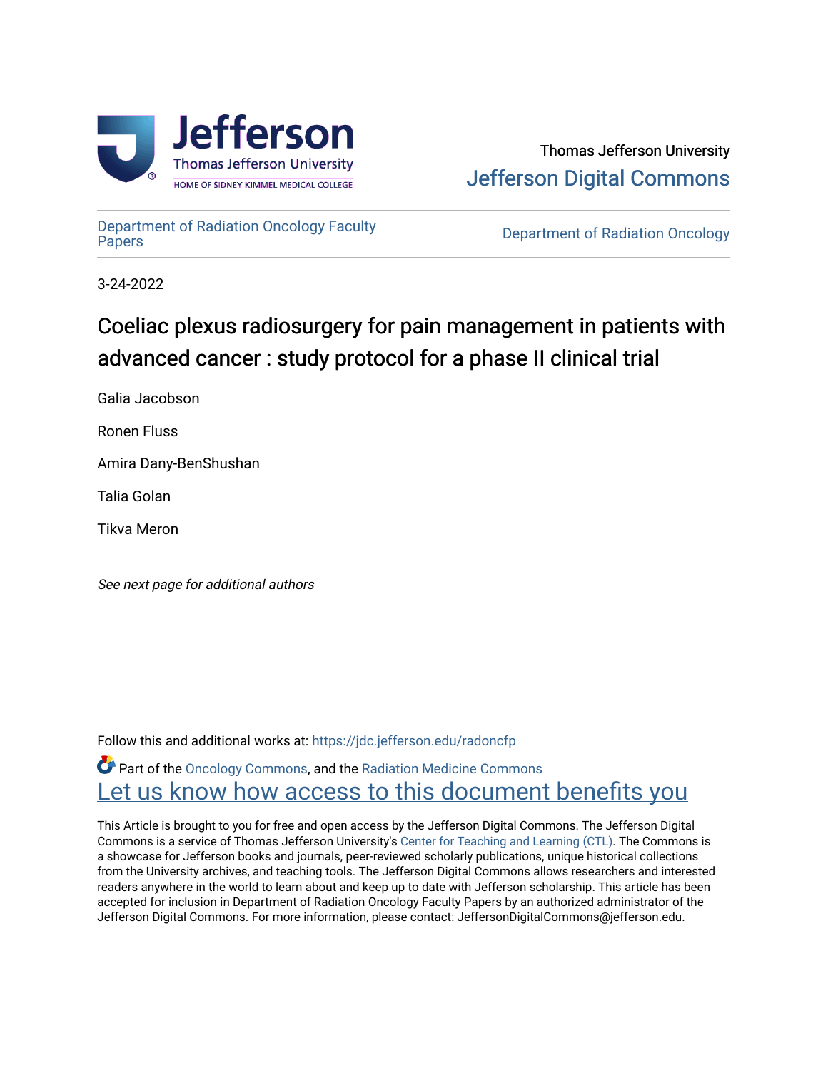Thomas Jefferson University

Jefferson Digital Commons

Department of Radiation Oncology Faculty Papers

Department of Radiation Oncology

3-24-2022

# Coeliac plexus radiosurgery for pain management in patients with advanced cancer : study protocol for a phase II clinical trial

Galia Jacobson

Ronen Fluss

Amira Dany-BenShushan

Talia Golan

Tikva Meron

*See next page for additional authors*

Follow this and additional works at: https://jdc.jefferson.edu/radoncfp

Part of the Oncology Commons, and the Radiation Medicine Commons

Let us know how access to this document benefits you

This Article is brought to you for free and open access by the Jefferson Digital Commons. The Jefferson Digital Commons is a service of Thomas Jefferson University's Center for Teaching and Learning (CTL). The Commons is a showcase for Jefferson books and journals, peer-reviewed scholarly publications, unique historical collections from the University archives, and teaching tools. The Jefferson Digital Commons allows researchers and interested readers anywhere in the world to learn about and keep up to date with Jefferson scholarship. This article has been accepted for inclusion in Department of Radiation Oncology Faculty Papers by an authorized administrator of the Jefferson Digital Commons. For more information, please contact: JeffersonDigitalCommons@jefferson.edu.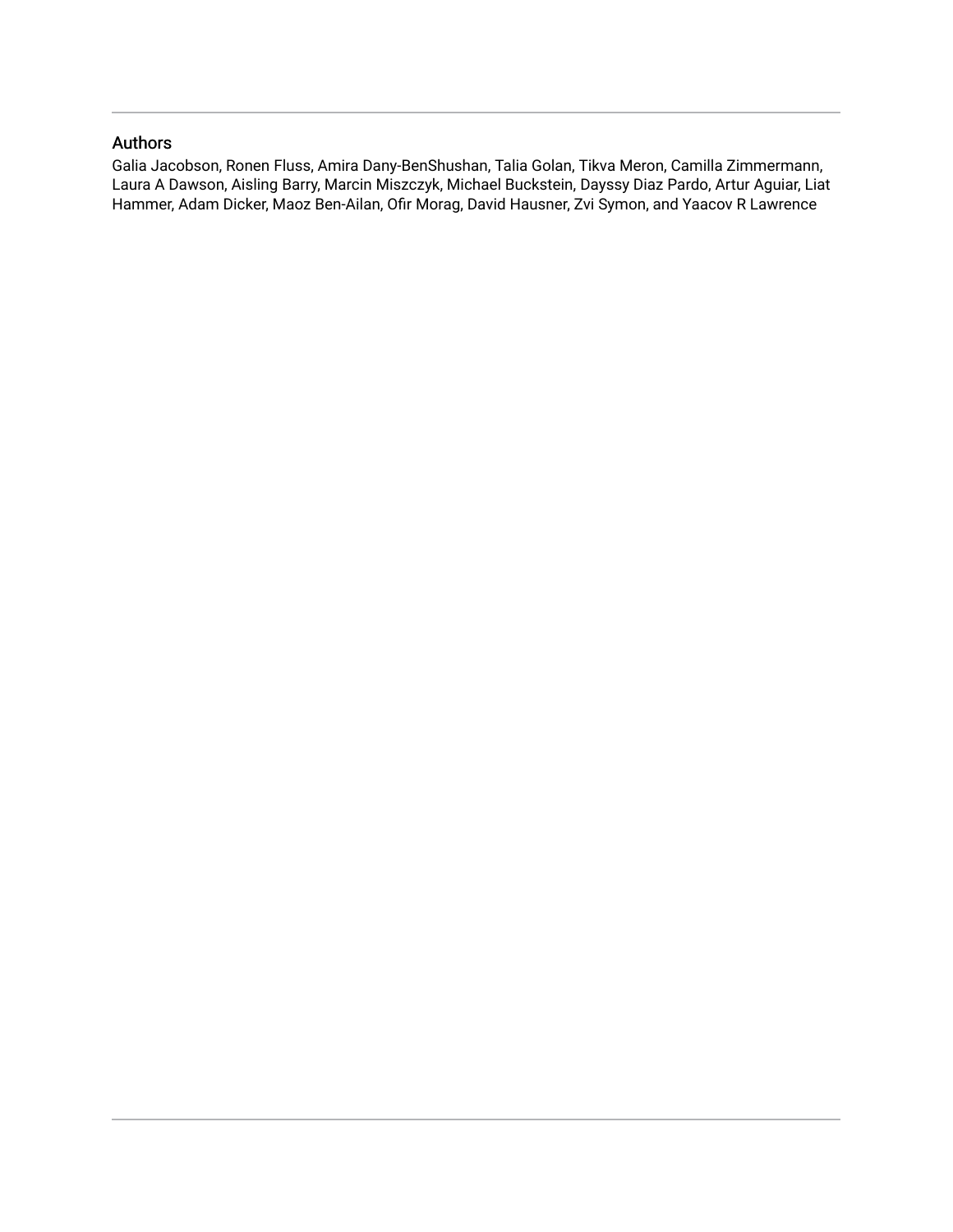## Authors

Galia Jacobson, Ronen Fluss, Amira Dany-BenShushan, Talia Golan, Tikva Meron, Camilla Zimmermann, Laura A Dawson, Aisling Barry, Marcin Miszczyk, Michael Buckstein, Dayssy Diaz Pardo, Artur Aguiar, Liat Hammer, Adam Dicker, Maoz Ben-Ailan, Ofir Morag, David Hausner, Zvi Symon, and Yaacov R Lawrence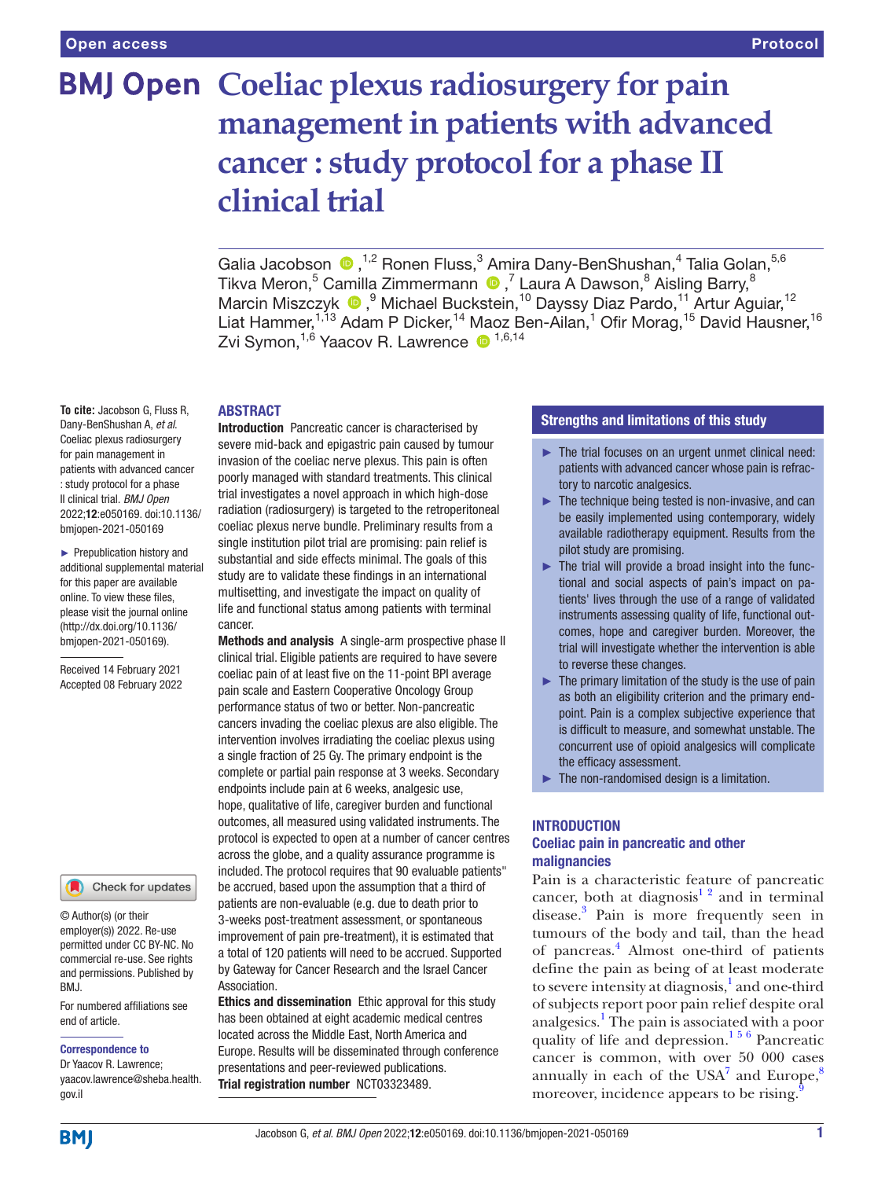# Coeliac plexus radiosurgery for pain management in patients with advanced cancer : study protocol for a phase II clinical trial

Galia Jacobson [1,2], Ronen Fluss,[3] Amira Dany-BenShushan,[4] Talia Golan,[5,6] Tikva Meron,[5] Camilla Zimmermann [7], Laura A Dawson,[8] Aisling Barry,[8] Marcin Miszczyk [9], Michael Buckstein,[10] Dayssy Diaz Pardo,[11] Artur Aguiar,[12] Liat Hammer,[1,13] Adam P Dicker,[14] Maoz Ben-Ailan,[1] Ofir Morag,[15] David Hausner,[16] Zvi Symon,[1,6] Yaacov R. Lawrence [1,6,14]

**To cite:** Jacobson G, Fluss R, Dany-BenShushan A, *et al*. Coeliac plexus radiosurgery for pain management in patients with advanced cancer : study protocol for a phase II clinical trial. *BMJ Open* 2022;**12**:e050169. doi:10.1136/bmjopen-2021-050169

► Prepublication history and additional supplemental material for this paper are available online. To view these files, please visit the journal online (http://dx.doi.org/10.1136/bmjopen-2021-050169).

Received 14 February 2021
Accepted 08 February 2022

© Author(s) (or their employer(s)) 2022. Re-use permitted under CC BY-NC. No commercial re-use. See rights and permissions. Published by BMJ.

For numbered affiliations see end of article.

**Correspondence to**
Dr Yaacov R. Lawrence; yaacov.lawrence@sheba.health.gov.il

## ABSTRACT

**Introduction** Pancreatic cancer is characterised by severe mid-back and epigastric pain caused by tumour invasion of the coeliac nerve plexus. This pain is often poorly managed with standard treatments. This clinical trial investigates a novel approach in which high-dose radiation (radiosurgery) is targeted to the retroperitoneal coeliac plexus nerve bundle. Preliminary results from a single institution pilot trial are promising: pain relief is substantial and side effects minimal. The goals of this study are to validate these findings in an international multisetting, and investigate the impact on quality of life and functional status among patients with terminal cancer.

**Methods and analysis** A single-arm prospective phase II clinical trial. Eligible patients are required to have severe coeliac pain of at least five on the 11-point BPI average pain scale and Eastern Cooperative Oncology Group performance status of two or better. Non-pancreatic cancers invading the coeliac plexus are also eligible. The intervention involves irradiating the coeliac plexus using a single fraction of 25 Gy. The primary endpoint is the complete or partial pain response at 3 weeks. Secondary endpoints include pain at 6 weeks, analgesic use, hope, qualitative of life, caregiver burden and functional outcomes, all measured using validated instruments. The protocol is expected to open at a number of cancer centres across the globe, and a quality assurance programme is included. The protocol requires that 90 evaluable patients" be accrued, based upon the assumption that a third of patients are non-evaluable (e.g. due to death prior to 3-weeks post-treatment assessment, or spontaneous improvement of pain pre-treatment), it is estimated that a total of 120 patients will need to be accrued. Supported by Gateway for Cancer Research and the Israel Cancer Association.

**Ethics and dissemination** Ethic approval for this study has been obtained at eight academic medical centres located across the Middle East, North America and Europe. Results will be disseminated through conference presentations and peer-reviewed publications.

**Trial registration number** NCT03323489.

## Strengths and limitations of this study

- ► The trial focuses on an urgent unmet clinical need: patients with advanced cancer whose pain is refractory to narcotic analgesics.
- ► The technique being tested is non-invasive, and can be easily implemented using contemporary, widely available radiotherapy equipment. Results from the pilot study are promising.
- ► The trial will provide a broad insight into the functional and social aspects of pain's impact on patients' lives through the use of a range of validated instruments assessing quality of life, functional outcomes, hope and caregiver burden. Moreover, the trial will investigate whether the intervention is able to reverse these changes.
- ► The primary limitation of the study is the use of pain as both an eligibility criterion and the primary endpoint. Pain is a complex subjective experience that is difficult to measure, and somewhat unstable. The concurrent use of opioid analgesics will complicate the efficacy assessment.
- ► The non-randomised design is a limitation.

## INTRODUCTION

### Coeliac pain in pancreatic and other malignancies

Pain is a characteristic feature of pancreatic cancer, both at diagnosis[1 2] and in terminal disease.[3] Pain is more frequently seen in tumours of the body and tail, than the head of pancreas.[4] Almost one-third of patients define the pain as being of at least moderate to severe intensity at diagnosis,[1] and one-third of subjects report poor pain relief despite oral analgesics.[1] The pain is associated with a poor quality of life and depression.[1 5 6] Pancreatic cancer is common, with over 50 000 cases annually in each of the USA[7] and Europe,[8] moreover, incidence appears to be rising.[9]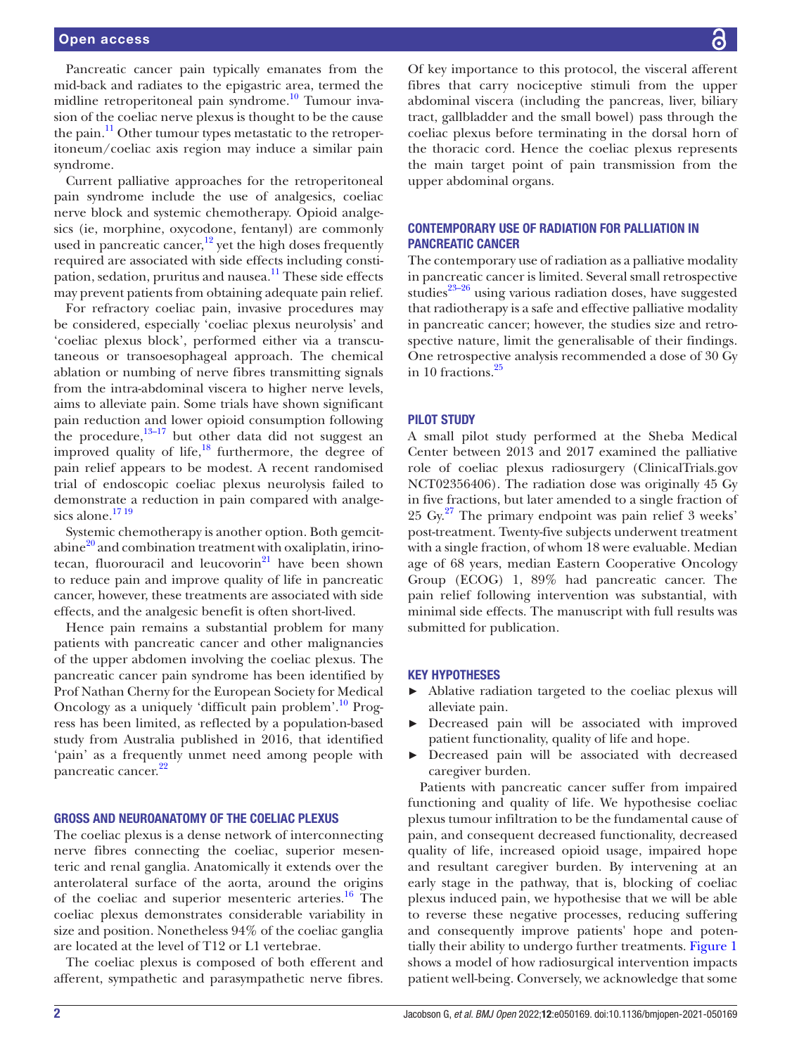Pancreatic cancer pain typically emanates from the mid-back and radiates to the epigastric area, termed the midline retroperitoneal pain syndrome.[10] Tumour invasion of the coeliac nerve plexus is thought to be the cause the pain.[11] Other tumour types metastatic to the retroperitoneum/coeliac axis region may induce a similar pain syndrome.

Current palliative approaches for the retroperitoneal pain syndrome include the use of analgesics, coeliac nerve block and systemic chemotherapy. Opioid analgesics (ie, morphine, oxycodone, fentanyl) are commonly used in pancreatic cancer,[12] yet the high doses frequently required are associated with side effects including constipation, sedation, pruritus and nausea.[11] These side effects may prevent patients from obtaining adequate pain relief.

For refractory coeliac pain, invasive procedures may be considered, especially 'coeliac plexus neurolysis' and 'coeliac plexus block', performed either via a transcutaneous or transoesophageal approach. The chemical ablation or numbing of nerve fibres transmitting signals from the intra-abdominal viscera to higher nerve levels, aims to alleviate pain. Some trials have shown significant pain reduction and lower opioid consumption following the procedure,[13–17] but other data did not suggest an improved quality of life,[18] furthermore, the degree of pain relief appears to be modest. A recent randomised trial of endoscopic coeliac plexus neurolysis failed to demonstrate a reduction in pain compared with analgesics alone.[17 19]

Systemic chemotherapy is another option. Both gemcitabine[20] and combination treatment with oxaliplatin, irinotecan, fluorouracil and leucovorin[21] have been shown to reduce pain and improve quality of life in pancreatic cancer, however, these treatments are associated with side effects, and the analgesic benefit is often short-lived.

Hence pain remains a substantial problem for many patients with pancreatic cancer and other malignancies of the upper abdomen involving the coeliac plexus. The pancreatic cancer pain syndrome has been identified by Prof Nathan Cherny for the European Society for Medical Oncology as a uniquely 'difficult pain problem'.[10] Progress has been limited, as reflected by a population-based study from Australia published in 2016, that identified 'pain' as a frequently unmet need among people with pancreatic cancer.[22]

## GROSS AND NEUROANATOMY OF THE COELIAC PLEXUS

The coeliac plexus is a dense network of interconnecting nerve fibres connecting the coeliac, superior mesenteric and renal ganglia. Anatomically it extends over the anterolateral surface of the aorta, around the origins of the coeliac and superior mesenteric arteries.[16] The coeliac plexus demonstrates considerable variability in size and position. Nonetheless 94% of the coeliac ganglia are located at the level of T12 or L1 vertebrae.

The coeliac plexus is composed of both efferent and afferent, sympathetic and parasympathetic nerve fibres. Of key importance to this protocol, the visceral afferent fibres that carry nociceptive stimuli from the upper abdominal viscera (including the pancreas, liver, biliary tract, gallbladder and the small bowel) pass through the coeliac plexus before terminating in the dorsal horn of the thoracic cord. Hence the coeliac plexus represents the main target point of pain transmission from the upper abdominal organs.

## CONTEMPORARY USE OF RADIATION FOR PALLIATION IN PANCREATIC CANCER

The contemporary use of radiation as a palliative modality in pancreatic cancer is limited. Several small retrospective studies[23–26] using various radiation doses, have suggested that radiotherapy is a safe and effective palliative modality in pancreatic cancer; however, the studies size and retrospective nature, limit the generalisable of their findings. One retrospective analysis recommended a dose of 30 Gy in 10 fractions.[25]

## PILOT STUDY

A small pilot study performed at the Sheba Medical Center between 2013 and 2017 examined the palliative role of coeliac plexus radiosurgery (ClinicalTrials.gov NCT02356406). The radiation dose was originally 45 Gy in five fractions, but later amended to a single fraction of 25 Gy.[27] The primary endpoint was pain relief 3 weeks' post-treatment. Twenty-five subjects underwent treatment with a single fraction, of whom 18 were evaluable. Median age of 68 years, median Eastern Cooperative Oncology Group (ECOG) 1, 89% had pancreatic cancer. The pain relief following intervention was substantial, with minimal side effects. The manuscript with full results was submitted for publication.

## KEY HYPOTHESES

- Ablative radiation targeted to the coeliac plexus will alleviate pain.
- Decreased pain will be associated with improved patient functionality, quality of life and hope.
- Decreased pain will be associated with decreased caregiver burden.

Patients with pancreatic cancer suffer from impaired functioning and quality of life. We hypothesise coeliac plexus tumour infiltration to be the fundamental cause of pain, and consequent decreased functionality, decreased quality of life, increased opioid usage, impaired hope and resultant caregiver burden. By intervening at an early stage in the pathway, that is, blocking of coeliac plexus induced pain, we hypothesise that we will be able to reverse these negative processes, reducing suffering and consequently improve patients' hope and potentially their ability to undergo further treatments. Figure 1 shows a model of how radiosurgical intervention impacts patient well-being. Conversely, we acknowledge that some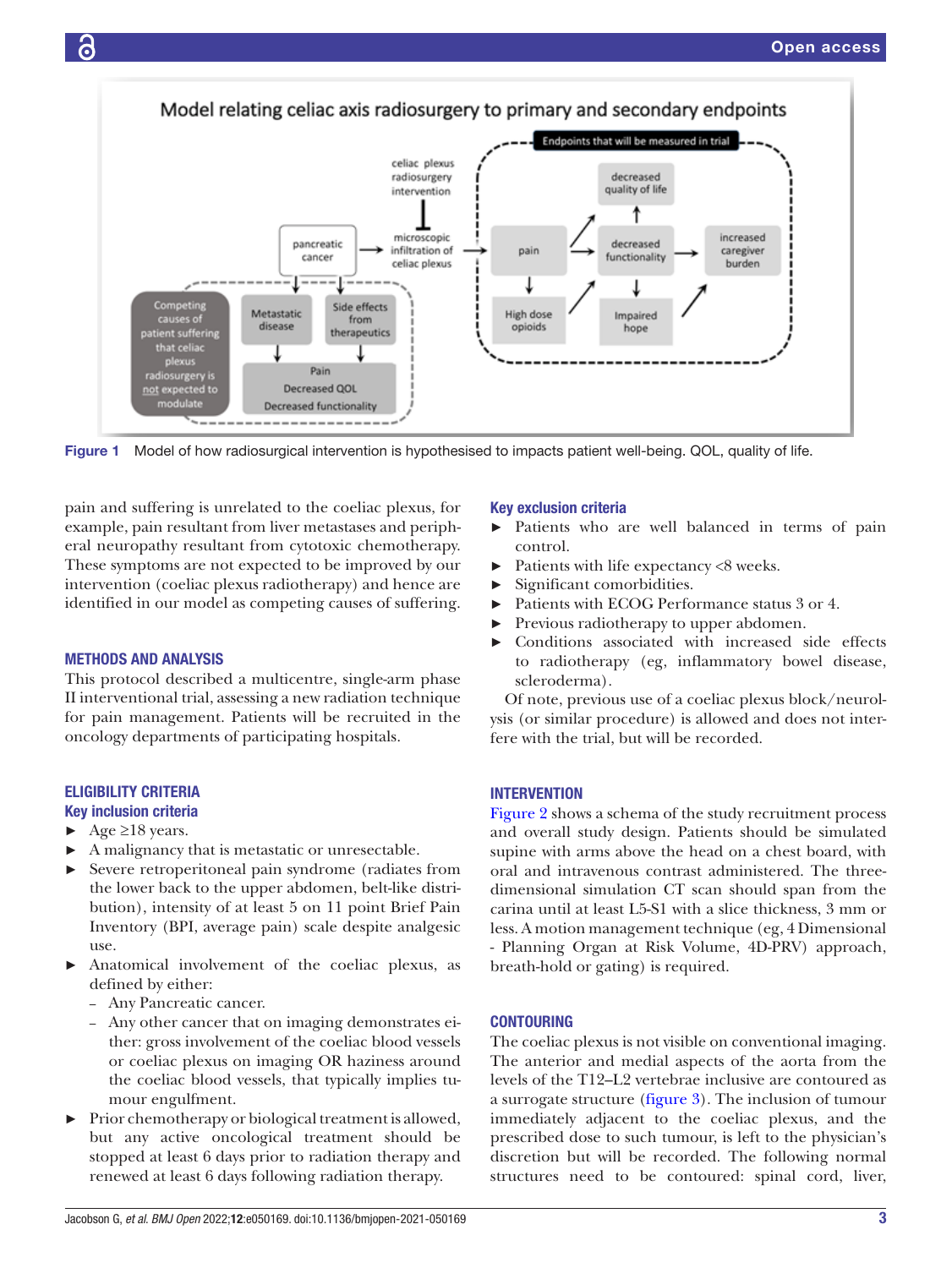Figure 1 Model of how radiosurgical intervention is hypothesised to impacts patient well-being. QOL, quality of life.

pain and suffering is unrelated to the coeliac plexus, for example, pain resultant from liver metastases and peripheral neuropathy resultant from cytotoxic chemotherapy. These symptoms are not expected to be improved by our intervention (coeliac plexus radiotherapy) and hence are identified in our model as competing causes of suffering.

## METHODS AND ANALYSIS

This protocol described a multicentre, single-arm phase II interventional trial, assessing a new radiation technique for pain management. Patients will be recruited in the oncology departments of participating hospitals.

## ELIGIBILITY CRITERIA

### Key inclusion criteria

- Age ≥18 years.
- A malignancy that is metastatic or unresectable.
- Severe retroperitoneal pain syndrome (radiates from the lower back to the upper abdomen, belt-like distribution), intensity of at least 5 on 11 point Brief Pain Inventory (BPI, average pain) scale despite analgesic use.
- Anatomical involvement of the coeliac plexus, as defined by either:
  - Any Pancreatic cancer.
  - Any other cancer that on imaging demonstrates either: gross involvement of the coeliac blood vessels or coeliac plexus on imaging OR haziness around the coeliac blood vessels, that typically implies tumour engulfment.
- Prior chemotherapy or biological treatment is allowed, but any active oncological treatment should be stopped at least 6 days prior to radiation therapy and renewed at least 6 days following radiation therapy.

### Key exclusion criteria

- Patients who are well balanced in terms of pain control.
- Patients with life expectancy <8 weeks.
- Significant comorbidities.
- Patients with ECOG Performance status 3 or 4.
- Previous radiotherapy to upper abdomen.
- Conditions associated with increased side effects to radiotherapy (eg, inflammatory bowel disease, scleroderma).

Of note, previous use of a coeliac plexus block/neurolysis (or similar procedure) is allowed and does not interfere with the trial, but will be recorded.

## INTERVENTION

Figure 2 shows a schema of the study recruitment process and overall study design. Patients should be simulated supine with arms above the head on a chest board, with oral and intravenous contrast administered. The three-dimensional simulation CT scan should span from the carina until at least L5-S1 with a slice thickness, 3 mm or less. A motion management technique (eg, 4 Dimensional - Planning Organ at Risk Volume, 4D-PRV) approach, breath-hold or gating) is required.

## CONTOURING

The coeliac plexus is not visible on conventional imaging. The anterior and medial aspects of the aorta from the levels of the T12–L2 vertebrae inclusive are contoured as a surrogate structure (figure 3). The inclusion of tumour immediately adjacent to the coeliac plexus, and the prescribed dose to such tumour, is left to the physician's discretion but will be recorded. The following normal structures need to be contoured: spinal cord, liver,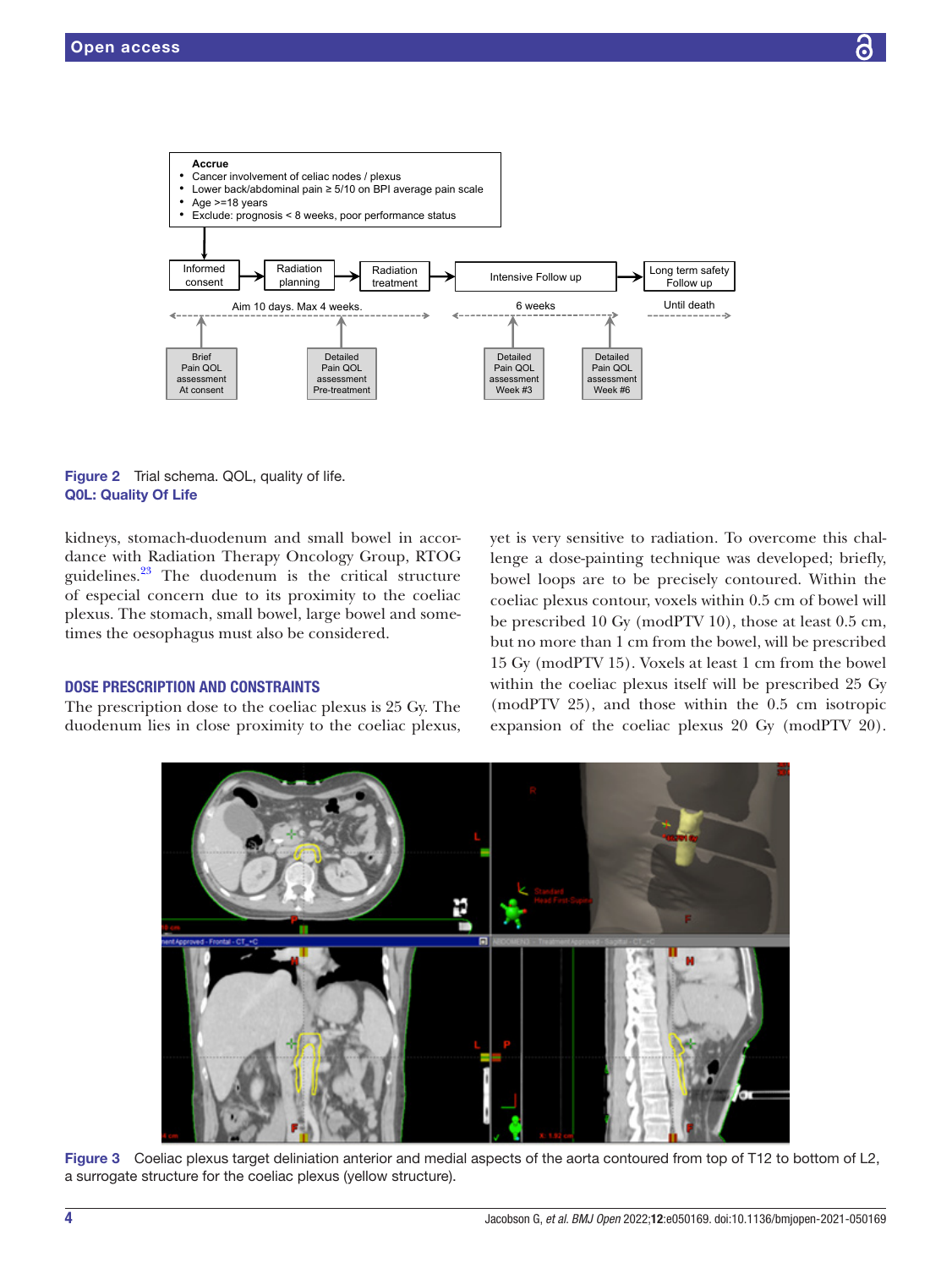Figure 2 Trial schema. QOL, quality of life.
**QOL: Quality Of Life**

kidneys, stomach-duodenum and small bowel in accordance with Radiation Therapy Oncology Group, RTOG guidelines.[23] The duodenum is the critical structure of especial concern due to its proximity to the coeliac plexus. The stomach, small bowel, large bowel and sometimes the oesophagus must also be considered.

## DOSE PRESCRIPTION AND CONSTRAINTS

The prescription dose to the coeliac plexus is 25 Gy. The duodenum lies in close proximity to the coeliac plexus, yet is very sensitive to radiation. To overcome this challenge a dose-painting technique was developed; briefly, bowel loops are to be precisely contoured. Within the coeliac plexus contour, voxels within 0.5 cm of bowel will be prescribed 10 Gy (modPTV 10), those at least 0.5 cm, but no more than 1 cm from the bowel, will be prescribed 15 Gy (modPTV 15). Voxels at least 1 cm from the bowel within the coeliac plexus itself will be prescribed 25 Gy (modPTV 25), and those within the 0.5 cm isotropic expansion of the coeliac plexus 20 Gy (modPTV 20).

Figure 3 Coeliac plexus target deliniation anterior and medial aspects of the aorta contoured from top of T12 to bottom of L2, a surrogate structure for the coeliac plexus (yellow structure).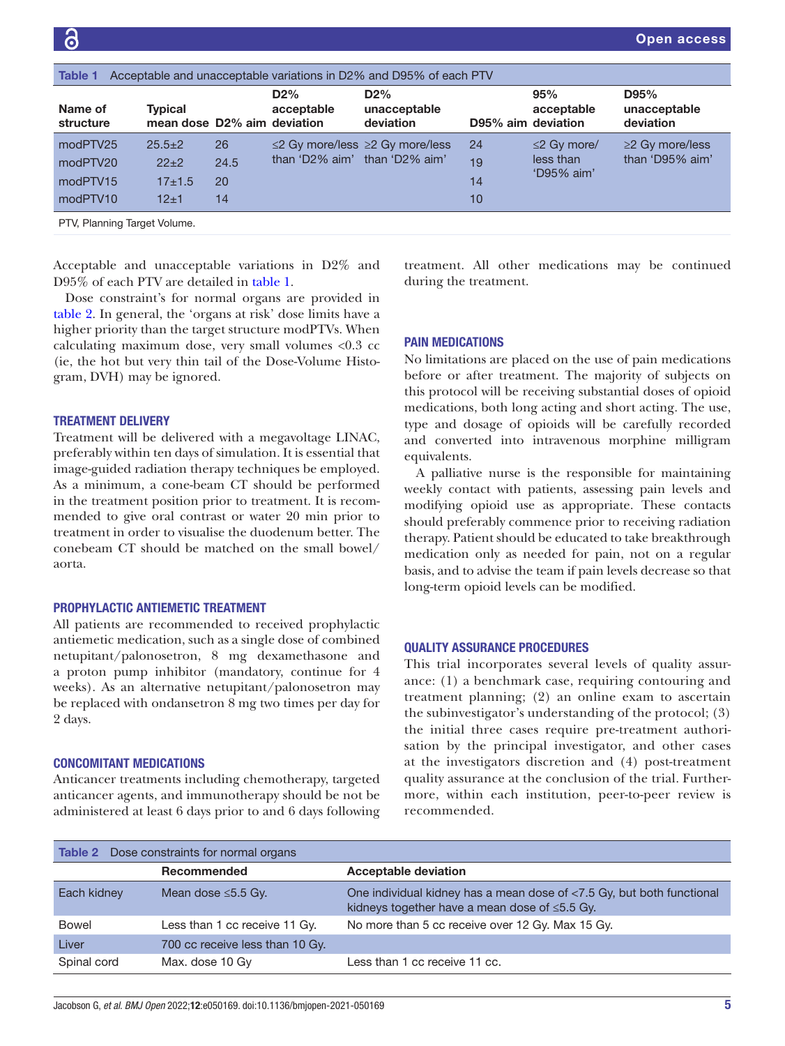Table 1 Acceptable and unacceptable variations in D2% and D95% of each PTV

| Name of structure | Typical mean dose | D2% aim | D2% acceptable deviation | D2% unacceptable deviation | D95% aim | 95% acceptable deviation | D95% unacceptable deviation |
|---|---|---|---|---|---|---|---|
| modPTV25 | 25.5±2 | 26 | ≤2 Gy more/less than 'D2% aim' | ≥2 Gy more/less than 'D2% aim' | 24 | ≤2 Gy more/ less than 'D95% aim' | ≥2 Gy more/less than 'D95% aim' |
| modPTV20 | 22±2 | 24.5 | | | 19 | | |
| modPTV15 | 17±1.5 | 20 | | | 14 | | |
| modPTV10 | 12±1 | 14 | | | 10 | | |

PTV, Planning Target Volume.

Acceptable and unacceptable variations in D2% and D95% of each PTV are detailed in table 1.

Dose constraint's for normal organs are provided in table 2. In general, the 'organs at risk' dose limits have a higher priority than the target structure modPTVs. When calculating maximum dose, very small volumes <0.3 cc (ie, the hot but very thin tail of the Dose-Volume Histogram, DVH) may be ignored.

## TREATMENT DELIVERY

Treatment will be delivered with a megavoltage LINAC, preferably within ten days of simulation. It is essential that image-guided radiation therapy techniques be employed. As a minimum, a cone-beam CT should be performed in the treatment position prior to treatment. It is recommended to give oral contrast or water 20 min prior to treatment in order to visualise the duodenum better. The conebeam CT should be matched on the small bowel/aorta.

## PROPHYLACTIC ANTIEMETIC TREATMENT

All patients are recommended to received prophylactic antiemetic medication, such as a single dose of combined netupitant/palonosetron, 8 mg dexamethasone and a proton pump inhibitor (mandatory, continue for 4 weeks). As an alternative netupitant/palonosetron may be replaced with ondansetron 8 mg two times per day for 2 days.

## CONCOMITANT MEDICATIONS

Anticancer treatments including chemotherapy, targeted anticancer agents, and immunotherapy should be not be administered at least 6 days prior to and 6 days following treatment. All other medications may be continued during the treatment.

## PAIN MEDICATIONS

No limitations are placed on the use of pain medications before or after treatment. The majority of subjects on this protocol will be receiving substantial doses of opioid medications, both long acting and short acting. The use, type and dosage of opioids will be carefully recorded and converted into intravenous morphine milligram equivalents.

A palliative nurse is the responsible for maintaining weekly contact with patients, assessing pain levels and modifying opioid use as appropriate. These contacts should preferably commence prior to receiving radiation therapy. Patient should be educated to take breakthrough medication only as needed for pain, not on a regular basis, and to advise the team if pain levels decrease so that long-term opioid levels can be modified.

## QUALITY ASSURANCE PROCEDURES

This trial incorporates several levels of quality assurance: (1) a benchmark case, requiring contouring and treatment planning; (2) an online exam to ascertain the subinvestigator's understanding of the protocol; (3) the initial three cases require pre-treatment authorisation by the principal investigator, and other cases at the investigators discretion and (4) post-treatment quality assurance at the conclusion of the trial. Furthermore, within each institution, peer-to-peer review is recommended.

Table 2 Dose constraints for normal organs

| | Recommended | Acceptable deviation |
|---|---|---|
| Each kidney | Mean dose ≤5.5 Gy. | One individual kidney has a mean dose of <7.5 Gy, but both functional kidneys together have a mean dose of ≤5.5 Gy. |
| Bowel | Less than 1 cc receive 11 Gy. | No more than 5 cc receive over 12 Gy. Max 15 Gy. |
| Liver | 700 cc receive less than 10 Gy. | |
| Spinal cord | Max. dose 10 Gy | Less than 1 cc receive 11 cc. |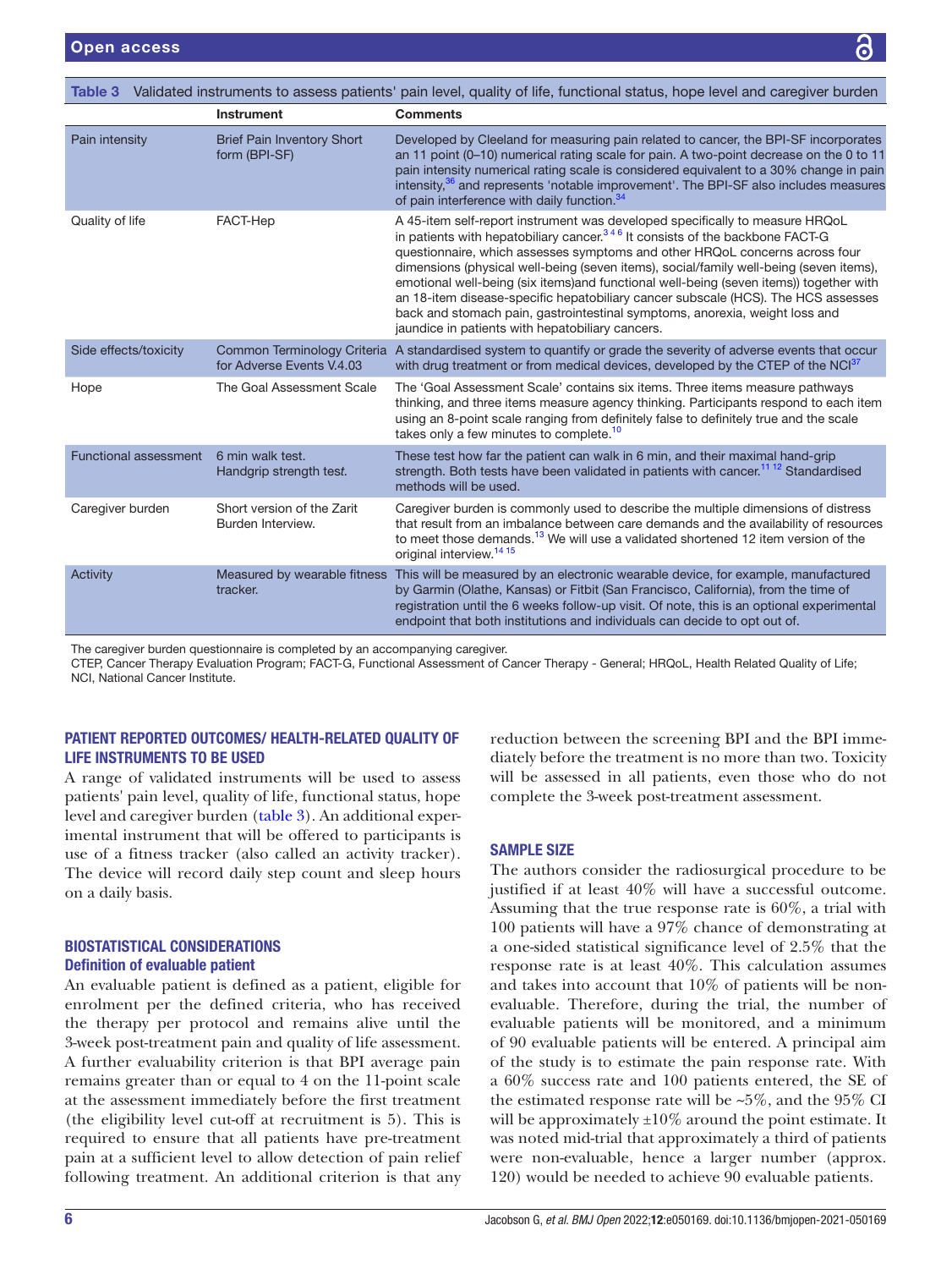**Table 3** Validated instruments to assess patients' pain level, quality of life, functional status, hope level and caregiver burden

| | Instrument | Comments |
|---|---|---|
| Pain intensity | Brief Pain Inventory Short form (BPI-SF) | Developed by Cleeland for measuring pain related to cancer, the BPI-SF incorporates an 11 point (0–10) numerical rating scale for pain. A two-point decrease on the 0 to 11 pain intensity numerical rating scale is considered equivalent to a 30% change in pain intensity,[36] and represents 'notable improvement'. The BPI-SF also includes measures of pain interference with daily function.[34] |
| Quality of life | FACT-Hep | A 45-item self-report instrument was developed specifically to measure HRQoL in patients with hepatobiliary cancer.[3 4 6] It consists of the backbone FACT-G questionnaire, which assesses symptoms and other HRQoL concerns across four dimensions (physical well-being (seven items), social/family well-being (seven items), emotional well-being (six items)and functional well-being (seven items)) together with an 18-item disease-specific hepatobiliary cancer subscale (HCS). The HCS assesses back and stomach pain, gastrointestinal symptoms, anorexia, weight loss and jaundice in patients with hepatobiliary cancers. |
| Side effects/toxicity | Common Terminology Criteria for Adverse Events V.4.03 | A standardised system to quantify or grade the severity of adverse events that occur with drug treatment or from medical devices, developed by the CTEP of the NCI[37] |
| Hope | The Goal Assessment Scale | The 'Goal Assessment Scale' contains six items. Three items measure pathways thinking, and three items measure agency thinking. Participants respond to each item using an 8-point scale ranging from definitely false to definitely true and the scale takes only a few minutes to complete.[10] |
| Functional assessment | 6 min walk test. Handgrip strength test. | These test how far the patient can walk in 6 min, and their maximal hand-grip strength. Both tests have been validated in patients with cancer.[11 12] Standardised methods will be used. |
| Caregiver burden | Short version of the Zarit Burden Interview. | Caregiver burden is commonly used to describe the multiple dimensions of distress that result from an imbalance between care demands and the availability of resources to meet those demands.[13] We will use a validated shortened 12 item version of the original interview.[14 15] |
| Activity | Measured by wearable fitness tracker. | This will be measured by an electronic wearable device, for example, manufactured by Garmin (Olathe, Kansas) or Fitbit (San Francisco, California), from the time of registration until the 6 weeks follow-up visit. Of note, this is an optional experimental endpoint that both institutions and individuals can decide to opt out of. |

The caregiver burden questionnaire is completed by an accompanying caregiver.
CTEP, Cancer Therapy Evaluation Program; FACT-G, Functional Assessment of Cancer Therapy - General; HRQoL, Health Related Quality of Life; NCI, National Cancer Institute.

## PATIENT REPORTED OUTCOMES/ HEALTH-RELATED QUALITY OF LIFE INSTRUMENTS TO BE USED

A range of validated instruments will be used to assess patients' pain level, quality of life, functional status, hope level and caregiver burden (table 3). An additional experimental instrument that will be offered to participants is use of a fitness tracker (also called an activity tracker). The device will record daily step count and sleep hours on a daily basis.

## BIOSTATISTICAL CONSIDERATIONS

### Definition of evaluable patient

An evaluable patient is defined as a patient, eligible for enrolment per the defined criteria, who has received the therapy per protocol and remains alive until the 3-week post-treatment pain and quality of life assessment. A further evaluability criterion is that BPI average pain remains greater than or equal to 4 on the 11-point scale at the assessment immediately before the first treatment (the eligibility level cut-off at recruitment is 5). This is required to ensure that all patients have pre-treatment pain at a sufficient level to allow detection of pain relief following treatment. An additional criterion is that any reduction between the screening BPI and the BPI immediately before the treatment is no more than two. Toxicity will be assessed in all patients, even those who do not complete the 3-week post-treatment assessment.

## SAMPLE SIZE

The authors consider the radiosurgical procedure to be justified if at least 40% will have a successful outcome. Assuming that the true response rate is 60%, a trial with 100 patients will have a 97% chance of demonstrating at a one-sided statistical significance level of 2.5% that the response rate is at least 40%. This calculation assumes and takes into account that 10% of patients will be non-evaluable. Therefore, during the trial, the number of evaluable patients will be monitored, and a minimum of 90 evaluable patients will be entered. A principal aim of the study is to estimate the pain response rate. With a 60% success rate and 100 patients entered, the SE of the estimated response rate will be ~5%, and the 95% CI will be approximately ±10% around the point estimate. It was noted mid-trial that approximately a third of patients were non-evaluable, hence a larger number (approx. 120) would be needed to achieve 90 evaluable patients.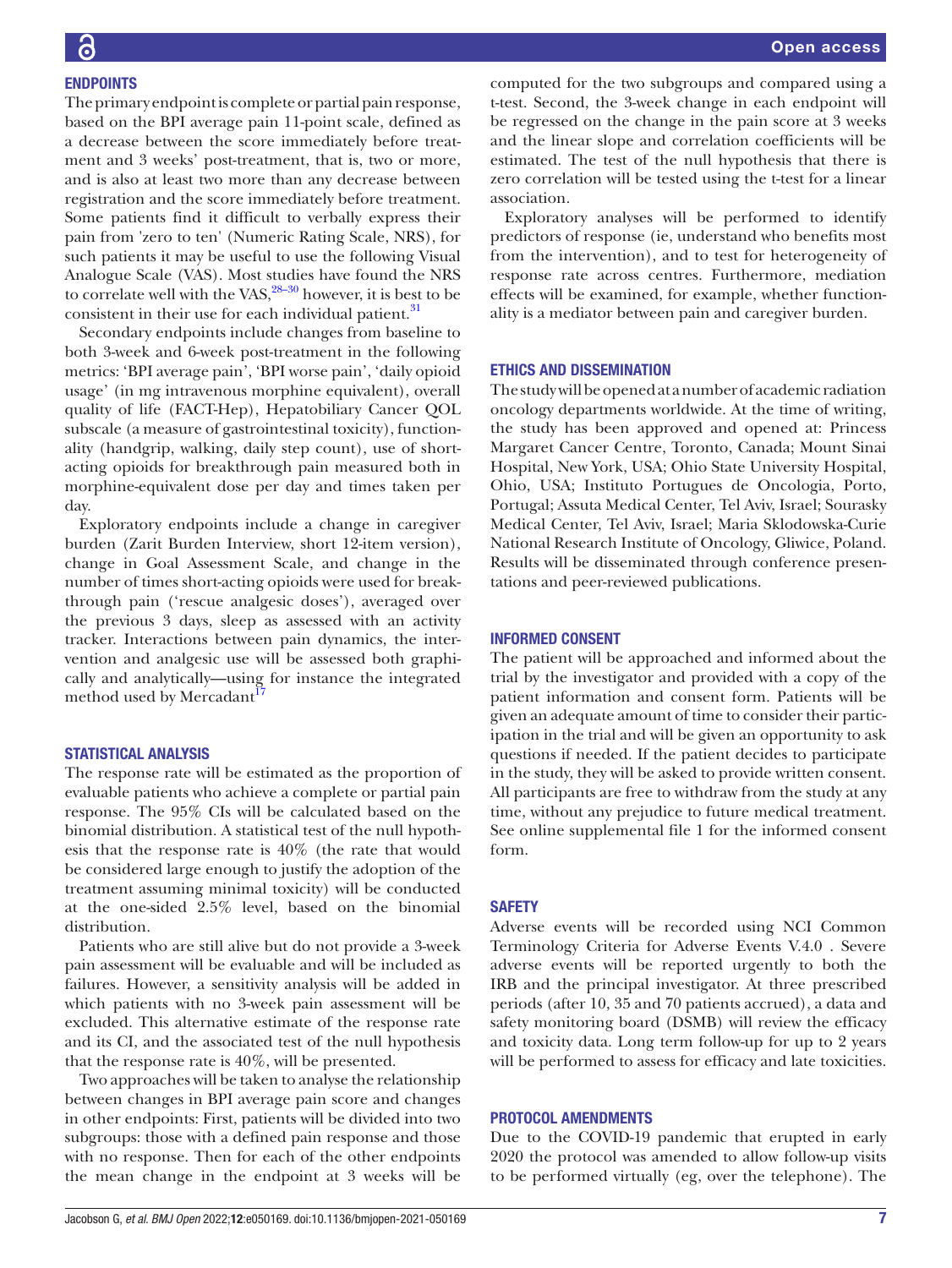## ENDPOINTS

The primary endpoint is complete or partial pain response, based on the BPI average pain 11-point scale, defined as a decrease between the score immediately before treatment and 3 weeks' post-treatment, that is, two or more, and is also at least two more than any decrease between registration and the score immediately before treatment. Some patients find it difficult to verbally express their pain from 'zero to ten' (Numeric Rating Scale, NRS), for such patients it may be useful to use the following Visual Analogue Scale (VAS). Most studies have found the NRS to correlate well with the VAS,[28–30] however, it is best to be consistent in their use for each individual patient.[31]

Secondary endpoints include changes from baseline to both 3-week and 6-week post-treatment in the following metrics: 'BPI average pain', 'BPI worse pain', 'daily opioid usage' (in mg intravenous morphine equivalent), overall quality of life (FACT-Hep), Hepatobiliary Cancer QOL subscale (a measure of gastrointestinal toxicity), functionality (handgrip, walking, daily step count), use of short-acting opioids for breakthrough pain measured both in morphine-equivalent dose per day and times taken per day.

Exploratory endpoints include a change in caregiver burden (Zarit Burden Interview, short 12-item version), change in Goal Assessment Scale, and change in the number of times short-acting opioids were used for breakthrough pain ('rescue analgesic doses'), averaged over the previous 3 days, sleep as assessed with an activity tracker. Interactions between pain dynamics, the intervention and analgesic use will be assessed both graphically and analytically—using for instance the integrated method used by Mercadant[17]

## STATISTICAL ANALYSIS

The response rate will be estimated as the proportion of evaluable patients who achieve a complete or partial pain response. The 95% CIs will be calculated based on the binomial distribution. A statistical test of the null hypothesis that the response rate is 40% (the rate that would be considered large enough to justify the adoption of the treatment assuming minimal toxicity) will be conducted at the one-sided 2.5% level, based on the binomial distribution.

Patients who are still alive but do not provide a 3-week pain assessment will be evaluable and will be included as failures. However, a sensitivity analysis will be added in which patients with no 3-week pain assessment will be excluded. This alternative estimate of the response rate and its CI, and the associated test of the null hypothesis that the response rate is 40%, will be presented.

Two approaches will be taken to analyse the relationship between changes in BPI average pain score and changes in other endpoints: First, patients will be divided into two subgroups: those with a defined pain response and those with no response. Then for each of the other endpoints the mean change in the endpoint at 3 weeks will be computed for the two subgroups and compared using a t-test. Second, the 3-week change in each endpoint will be regressed on the change in the pain score at 3 weeks and the linear slope and correlation coefficients will be estimated. The test of the null hypothesis that there is zero correlation will be tested using the t-test for a linear association.

Exploratory analyses will be performed to identify predictors of response (ie, understand who benefits most from the intervention), and to test for heterogeneity of response rate across centres. Furthermore, mediation effects will be examined, for example, whether functionality is a mediator between pain and caregiver burden.

## ETHICS AND DISSEMINATION

The study will be opened at a number of academic radiation oncology departments worldwide. At the time of writing, the study has been approved and opened at: Princess Margaret Cancer Centre, Toronto, Canada; Mount Sinai Hospital, New York, USA; Ohio State University Hospital, Ohio, USA; Instituto Portugues de Oncologia, Porto, Portugal; Assuta Medical Center, Tel Aviv, Israel; Sourasky Medical Center, Tel Aviv, Israel; Maria Sklodowska-Curie National Research Institute of Oncology, Gliwice, Poland. Results will be disseminated through conference presentations and peer-reviewed publications.

## INFORMED CONSENT

The patient will be approached and informed about the trial by the investigator and provided with a copy of the patient information and consent form. Patients will be given an adequate amount of time to consider their participation in the trial and will be given an opportunity to ask questions if needed. If the patient decides to participate in the study, they will be asked to provide written consent. All participants are free to withdraw from the study at any time, without any prejudice to future medical treatment. See online supplemental file 1 for the informed consent form.

## SAFETY

Adverse events will be recorded using NCI Common Terminology Criteria for Adverse Events V.4.0 . Severe adverse events will be reported urgently to both the IRB and the principal investigator. At three prescribed periods (after 10, 35 and 70 patients accrued), a data and safety monitoring board (DSMB) will review the efficacy and toxicity data. Long term follow-up for up to 2 years will be performed to assess for efficacy and late toxicities.

## PROTOCOL AMENDMENTS

Due to the COVID-19 pandemic that erupted in early 2020 the protocol was amended to allow follow-up visits to be performed virtually (eg, over the telephone). The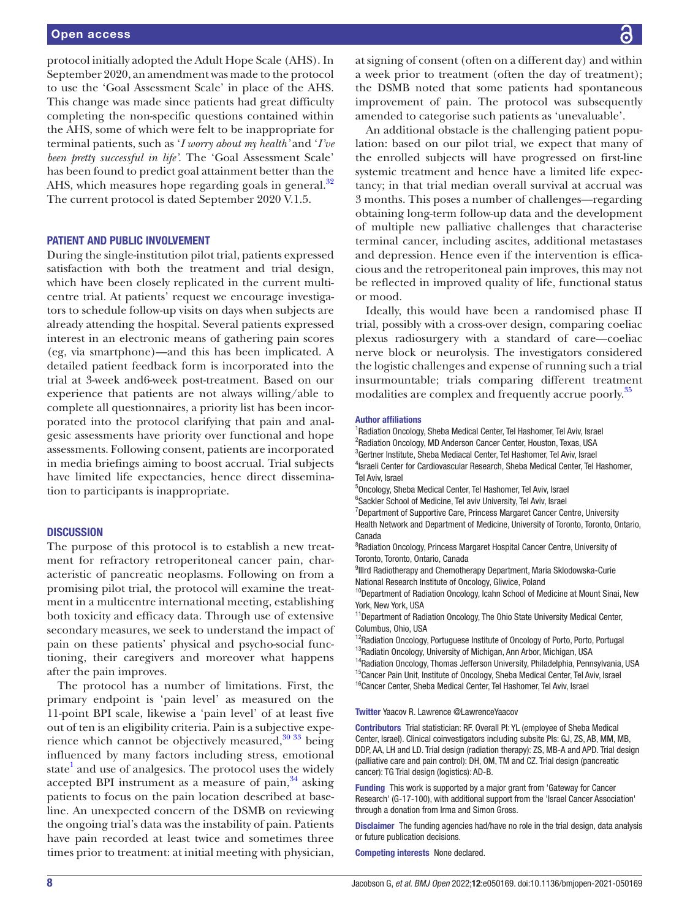protocol initially adopted the Adult Hope Scale (AHS). In September 2020, an amendment was made to the protocol to use the 'Goal Assessment Scale' in place of the AHS. This change was made since patients had great difficulty completing the non-specific questions contained within the AHS, some of which were felt to be inappropriate for terminal patients, such as '*I worry about my health*' and '*I've been pretty successful in life*'. The 'Goal Assessment Scale' has been found to predict goal attainment better than the AHS, which measures hope regarding goals in general.[32] The current protocol is dated September 2020 V.1.5.

## PATIENT AND PUBLIC INVOLVEMENT

During the single-institution pilot trial, patients expressed satisfaction with both the treatment and trial design, which have been closely replicated in the current multicentre trial. At patients' request we encourage investigators to schedule follow-up visits on days when subjects are already attending the hospital. Several patients expressed interest in an electronic means of gathering pain scores (eg, via smartphone)—and this has been implicated. A detailed patient feedback form is incorporated into the trial at 3-week and6-week post-treatment. Based on our experience that patients are not always willing/able to complete all questionnaires, a priority list has been incorporated into the protocol clarifying that pain and analgesic assessments have priority over functional and hope assessments. Following consent, patients are incorporated in media briefings aiming to boost accrual. Trial subjects have limited life expectancies, hence direct dissemination to participants is inappropriate.

## DISCUSSION

The purpose of this protocol is to establish a new treatment for refractory retroperitoneal cancer pain, characteristic of pancreatic neoplasms. Following on from a promising pilot trial, the protocol will examine the treatment in a multicentre international meeting, establishing both toxicity and efficacy data. Through use of extensive secondary measures, we seek to understand the impact of pain on these patients' physical and psycho-social functioning, their caregivers and moreover what happens after the pain improves.

The protocol has a number of limitations. First, the primary endpoint is 'pain level' as measured on the 11-point BPI scale, likewise a 'pain level' of at least five out of ten is an eligibility criteria. Pain is a subjective experience which cannot be objectively measured,[30,33] being influenced by many factors including stress, emotional state[1] and use of analgesics. The protocol uses the widely accepted BPI instrument as a measure of pain,[34] asking patients to focus on the pain location described at baseline. An unexpected concern of the DSMB on reviewing the ongoing trial's data was the instability of pain. Patients have pain recorded at least twice and sometimes three times prior to treatment: at initial meeting with physician, at signing of consent (often on a different day) and within a week prior to treatment (often the day of treatment); the DSMB noted that some patients had spontaneous improvement of pain. The protocol was subsequently amended to categorise such patients as 'unevaluable'.

An additional obstacle is the challenging patient population: based on our pilot trial, we expect that many of the enrolled subjects will have progressed on first-line systemic treatment and hence have a limited life expectancy; in that trial median overall survival at accrual was 3 months. This poses a number of challenges—regarding obtaining long-term follow-up data and the development of multiple new palliative challenges that characterise terminal cancer, including ascites, additional metastases and depression. Hence even if the intervention is efficacious and the retroperitoneal pain improves, this may not be reflected in improved quality of life, functional status or mood.

Ideally, this would have been a randomised phase II trial, possibly with a cross-over design, comparing coeliac plexus radiosurgery with a standard of care—coeliac nerve block or neurolysis. The investigators considered the logistic challenges and expense of running such a trial insurmountable; trials comparing different treatment modalities are complex and frequently accrue poorly.[35]

**Author affiliations**

[1]Radiation Oncology, Sheba Medical Center, Tel Hashomer, Tel Aviv, Israel
[2]Radiation Oncology, MD Anderson Cancer Center, Houston, Texas, USA
[3]Gertner Institute, Sheba Mediacal Center, Tel Hashomer, Tel Aviv, Israel
[4]Israeli Center for Cardiovascular Research, Sheba Medical Center, Tel Hashomer, Tel Aviv, Israel
[5]Oncology, Sheba Medical Center, Tel Hashomer, Tel Aviv, Israel
[6]Sackler School of Medicine, Tel aviv University, Tel Aviv, Israel
[7]Department of Supportive Care, Princess Margaret Cancer Centre, University Health Network and Department of Medicine, University of Toronto, Toronto, Ontario, Canada
[8]Radiation Oncology, Princess Margaret Hospital Cancer Centre, University of Toronto, Toronto, Ontario, Canada
[9]IIIrd Radiotherapy and Chemotherapy Department, Maria Sklodowska-Curie National Research Institute of Oncology, Gliwice, Poland
[10]Department of Radiation Oncology, Icahn School of Medicine at Mount Sinai, New York, New York, USA
[11]Department of Radiation Oncology, The Ohio State University Medical Center, Columbus, Ohio, USA
[12]Radiation Oncology, Portuguese Institute of Oncology of Porto, Porto, Portugal
[13]Radiatin Oncology, University of Michigan, Ann Arbor, Michigan, USA
[14]Radiation Oncology, Thomas Jefferson University, Philadelphia, Pennsylvania, USA
[15]Cancer Pain Unit, Institute of Oncology, Sheba Medical Center, Tel Aviv, Israel
[16]Cancer Center, Sheba Medical Center, Tel Hashomer, Tel Aviv, Israel

**Twitter** Yaacov R. Lawrence @LawrenceYaacov

**Contributors** Trial statistician: RF. Overall PI: YL (employee of Sheba Medical Center, Israel). Clinical coinvestigators including subsite PIs: GJ, ZS, AB, MM, MB, DDP, AA, LH and LD. Trial design (radiation therapy): ZS, MB-A and APD. Trial design (palliative care and pain control): DH, OM, TM and CZ. Trial design (pancreatic cancer): TG Trial design (logistics): AD-B.

**Funding** This work is supported by a major grant from 'Gateway for Cancer Research' (G-17-100), with additional support from the 'Israel Cancer Association' through a donation from Irma and Simon Gross.

**Disclaimer** The funding agencies had/have no role in the trial design, data analysis or future publication decisions.

**Competing interests** None declared.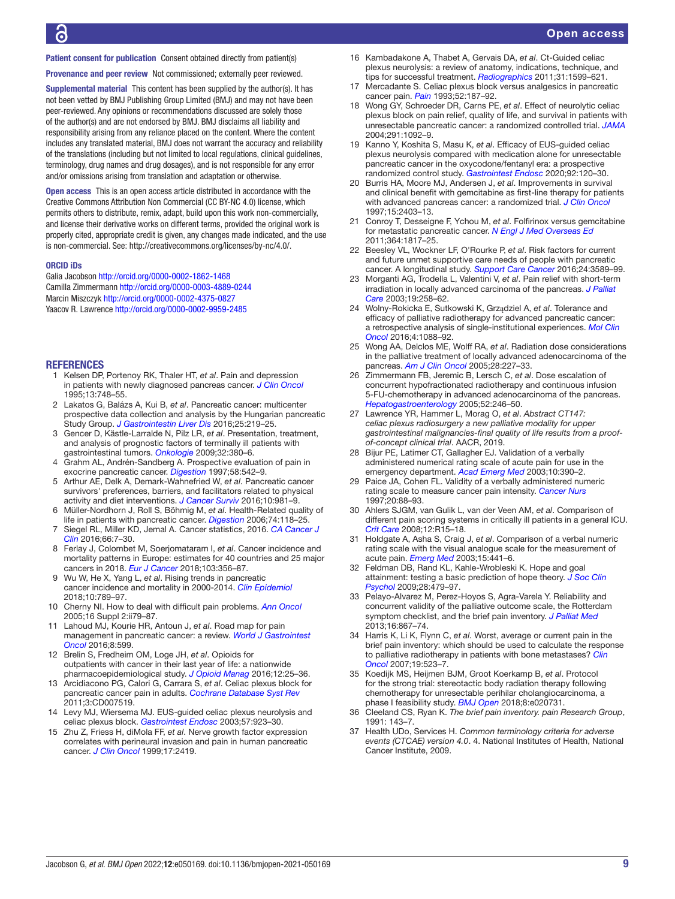**Patient consent for publication** Consent obtained directly from patient(s)

**Provenance and peer review** Not commissioned; externally peer reviewed.

**Supplemental material** This content has been supplied by the author(s). It has not been vetted by BMJ Publishing Group Limited (BMJ) and may not have been peer-reviewed. Any opinions or recommendations discussed are solely those of the author(s) and are not endorsed by BMJ. BMJ disclaims all liability and responsibility arising from any reliance placed on the content. Where the content includes any translated material, BMJ does not warrant the accuracy and reliability of the translations (including but not limited to local regulations, clinical guidelines, terminology, drug names and drug dosages), and is not responsible for any error and/or omissions arising from translation and adaptation or otherwise.

**Open access** This is an open access article distributed in accordance with the Creative Commons Attribution Non Commercial (CC BY-NC 4.0) license, which permits others to distribute, remix, adapt, build upon this work non-commercially, and license their derivative works on different terms, provided the original work is properly cited, appropriate credit is given, any changes made indicated, and the use is non-commercial. See: http://creativecommons.org/licenses/by-nc/4.0/.

**ORCID iDs**

Galia Jacobson http://orcid.org/0000-0002-1862-1468
Camilla Zimmermann http://orcid.org/0000-0003-4889-0244
Marcin Miszczyk http://orcid.org/0000-0002-4375-0827
Yaacov R. Lawrence http://orcid.org/0000-0002-9959-2485

## REFERENCES

1. Kelsen DP, Portenoy RK, Thaler HT, *et al*. Pain and depression in patients with newly diagnosed pancreas cancer. *J Clin Oncol* 1995;13:748–55.
2. Lakatos G, Balázs A, Kui B, *et al*. Pancreatic cancer: multicenter prospective data collection and analysis by the Hungarian pancreatic Study Group. *J Gastrointestin Liver Dis* 2016;25:219–25.
3. Gencer D, Kästle-Larralde N, Pilz LR, *et al*. Presentation, treatment, and analysis of prognostic factors of terminally ill patients with gastrointestinal tumors. *Onkologie* 2009;32:380–6.
4. Grahm AL, Andrén-Sandberg A. Prospective evaluation of pain in exocrine pancreatic cancer. *Digestion* 1997;58:542–9.
5. Arthur AE, Delk A, Demark-Wahnefried W, *et al*. Pancreatic cancer survivors' preferences, barriers, and facilitators related to physical activity and diet interventions. *J Cancer Surviv* 2016;10:981–9.
6. Müller-Nordhorn J, Roll S, Böhmig M, *et al*. Health-Related quality of life in patients with pancreatic cancer. *Digestion* 2006;74:118–25.
7. Siegel RL, Miller KD, Jemal A. Cancer statistics, 2016. *CA Cancer J Clin* 2016;66:7–30.
8. Ferlay J, Colombet M, Soerjomataram I, *et al*. Cancer incidence and mortality patterns in Europe: estimates for 40 countries and 25 major cancers in 2018. *Eur J Cancer* 2018;103:356–87.
9. Wu W, He X, Yang L, *et al*. Rising trends in pancreatic cancer incidence and mortality in 2000-2014. *Clin Epidemiol* 2018;10:789–97.
10. Cherny NI. How to deal with difficult pain problems. *Ann Oncol* 2005;16 Suppl 2:ii79–87.
11. Lahoud MJ, Kourie HR, Antoun J, *et al*. Road map for pain management in pancreatic cancer: a review. *World J Gastrointest Oncol* 2016;8:599.
12. Brelin S, Fredheim OM, Loge JH, *et al*. Opioids for outpatients with cancer in their last year of life: a nationwide pharmacoepidemiological study. *J Opioid Manag* 2016;12:25–36.
13. Arcidiacono PG, Calori G, Carrara S, *et al*. Celiac plexus block for pancreatic cancer pain in adults. *Cochrane Database Syst Rev* 2011;3:CD007519.
14. Levy MJ, Wiersema MJ. EUS-guided celiac plexus neurolysis and celiac plexus block. *Gastrointest Endosc* 2003;57:923–30.
15. Zhu Z, Friess H, diMola FF, *et al*. Nerve growth factor expression correlates with perineural invasion and pain in human pancreatic cancer. *J Clin Oncol* 1999;17:2419.
16. Kambadakone A, Thabet A, Gervais DA, *et al*. Ct-Guided celiac plexus neurolysis: a review of anatomy, indications, technique, and tips for successful treatment. *Radiographics* 2011;31:1599–621.
17. Mercadante S. Celiac plexus block versus analgesics in pancreatic cancer pain. *Pain* 1993;52:187–92.
18. Wong GY, Schroeder DR, Carns PE, *et al*. Effect of neurolytic celiac plexus block on pain relief, quality of life, and survival in patients with unresectable pancreatic cancer: a randomized controlled trial. *JAMA* 2004;291:1092–9.
19. Kanno Y, Koshita S, Masu K, *et al*. Efficacy of EUS-guided celiac plexus neurolysis compared with medication alone for unresectable pancreatic cancer in the oxycodone/fentanyl era: a prospective randomized control study. *Gastrointest Endosc* 2020;92:120–30.
20. Burris HA, Moore MJ, Andersen J, *et al*. Improvements in survival and clinical benefit with gemcitabine as first-line therapy for patients with advanced pancreas cancer: a randomized trial. *J Clin Oncol* 1997;15:2403–13.
21. Conroy T, Desseigne F, Ychou M, *et al*. Folfirinox versus gemcitabine for metastatic pancreatic cancer. *N Engl J Med Overseas Ed* 2011;364:1817–25.
22. Beesley VL, Wockner LF, O'Rourke P, *et al*. Risk factors for current and future unmet supportive care needs of people with pancreatic cancer. A longitudinal study. *Support Care Cancer* 2016;24:3589–99.
23. Morganti AG, Trodella L, Valentini V, *et al*. Pain relief with short-term irradiation in locally advanced carcinoma of the pancreas. *J Palliat Care* 2003;19:258–62.
24. Wolny-Rokicka E, Sutkowski K, Grządziel A, *et al*. Tolerance and efficacy of palliative radiotherapy for advanced pancreatic cancer: a retrospective analysis of single-institutional experiences. *Mol Clin Oncol* 2016;4:1088–92.
25. Wong AA, Delclos ME, Wolff RA, *et al*. Radiation dose considerations in the palliative treatment of locally advanced adenocarcinoma of the pancreas. *Am J Clin Oncol* 2005;28:227–33.
26. Zimmermann FB, Jeremic B, Lersch C, *et al*. Dose escalation of concurrent hypofractionated radiotherapy and continuous infusion 5-FU-chemotherapy in advanced adenocarcinoma of the pancreas. *Hepatogastroenterology* 2005;52:246–50.
27. Lawrence YR, Hammer L, Morag O, *et al*. *Abstract CT147: celiac plexus radiosurgery a new palliative modality for upper gastrointestinal malignancies-final quality of life results from a proof-of-concept clinical trial*. AACR, 2019.
28. Bijur PE, Latimer CT, Gallagher EJ. Validation of a verbally administered numerical rating scale of acute pain for use in the emergency department. *Acad Emerg Med* 2003;10:390–2.
29. Paice JA, Cohen FL. Validity of a verbally administered numeric rating scale to measure cancer pain intensity. *Cancer Nurs* 1997;20:88–93.
30. Ahlers SJGM, van Gulik L, van der Veen AM, *et al*. Comparison of different pain scoring systems in critically ill patients in a general ICU. *Crit Care* 2008;12:R15–18.
31. Holdgate A, Asha S, Craig J, *et al*. Comparison of a verbal numeric rating scale with the visual analogue scale for the measurement of acute pain. *Emerg Med* 2003;15:441–6.
32. Feldman DB, Rand KL, Kahle-Wrobleski K. Hope and goal attainment: testing a basic prediction of hope theory. *J Soc Clin Psychol* 2009;28:479–97.
33. Pelayo-Alvarez M, Perez-Hoyos S, Agra-Varela Y. Reliability and concurrent validity of the palliative outcome scale, the Rotterdam symptom checklist, and the brief pain inventory. *J Palliat Med* 2013;16:867–74.
34. Harris K, Li K, Flynn C, *et al*. Worst, average or current pain in the brief pain inventory: which should be used to calculate the response to palliative radiotherapy in patients with bone metastases? *Clin Oncol* 2007;19:523–7.
35. Koedijk MS, Heijmen BJM, Groot Koerkamp B, *et al*. Protocol for the strong trial: stereotactic body radiation therapy following chemotherapy for unresectable perihilar cholangiocarcinoma, a phase I feasibility study. *BMJ Open* 2018;8:e020731.
36. Cleeland CS, Ryan K. *The brief pain inventory. pain Research Group*, 1991: 143–7.
37. Health UDo, Services H. *Common terminology criteria for adverse events (CTCAE) version 4.0*. 4. National Institutes of Health, National Cancer Institute, 2009.